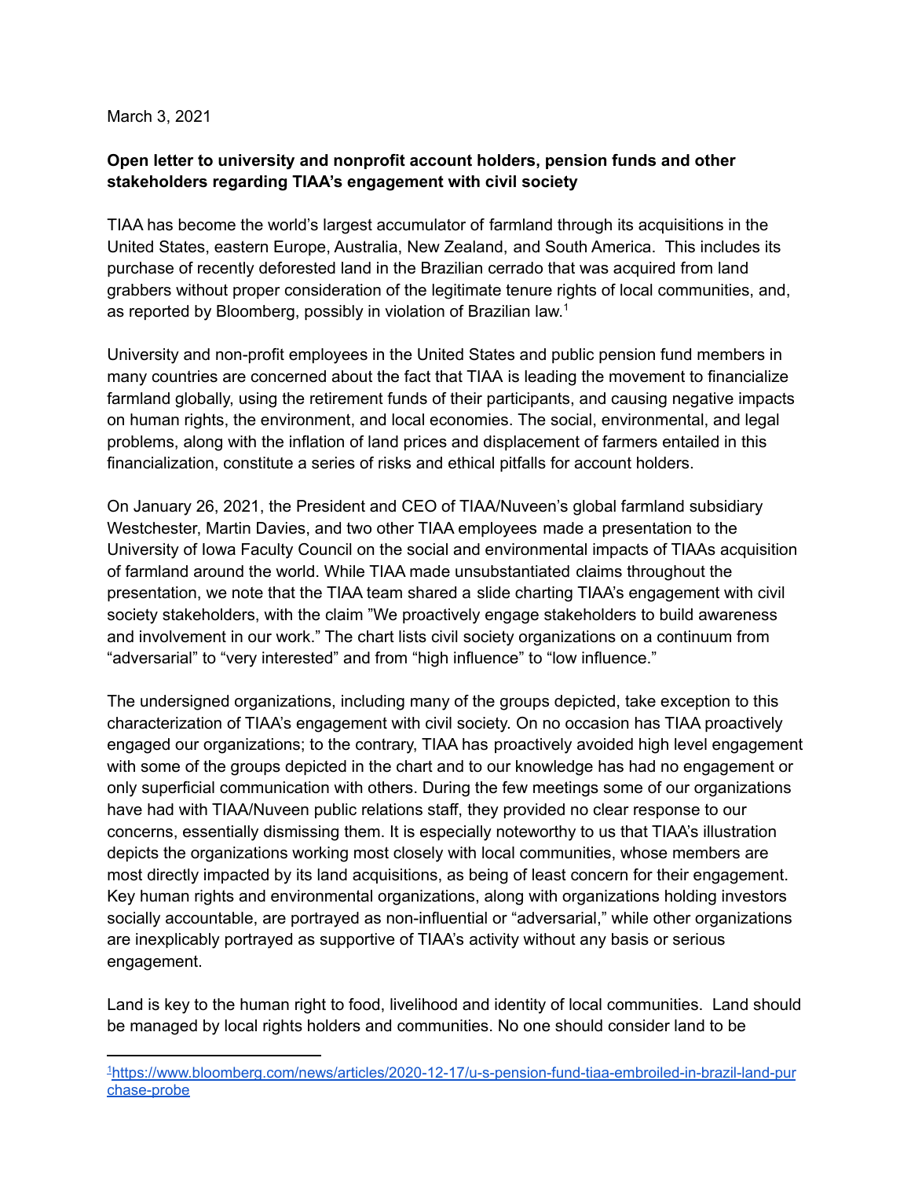March 3, 2021

**Open letter to university and nonprofit account holders, pension funds and other stakeholders regarding TIAA's engagement with civil society**

TIAA has become the world's largest accumulator of farmland through its acquisitions in the United States, eastern Europe, Australia, New Zealand, and South America. This includes its purchase of recently deforested land in the Brazilian cerrado that was acquired from land grabbers without proper consideration of the legitimate tenure rights of local communities, and, as reported by Bloomberg, possibly in violation of Brazilian law.[1]

University and non-profit employees in the United States and public pension fund members in many countries are concerned about the fact that TIAA is leading the movement to financialize farmland globally, using the retirement funds of their participants, and causing negative impacts on human rights, the environment, and local economies. The social, environmental, and legal problems, along with the inflation of land prices and displacement of farmers entailed in this financialization, constitute a series of risks and ethical pitfalls for account holders.

On January 26, 2021, the President and CEO of TIAA/Nuveen's global farmland subsidiary Westchester, Martin Davies, and two other TIAA employees made a presentation to the University of Iowa Faculty Council on the social and environmental impacts of TIAAs acquisition of farmland around the world. While TIAA made unsubstantiated claims throughout the presentation, we note that the TIAA team shared a slide charting TIAA's engagement with civil society stakeholders, with the claim "We proactively engage stakeholders to build awareness and involvement in our work." The chart lists civil society organizations on a continuum from "adversarial" to "very interested" and from "high influence" to "low influence."

The undersigned organizations, including many of the groups depicted, take exception to this characterization of TIAA's engagement with civil society. On no occasion has TIAA proactively engaged our organizations; to the contrary, TIAA has proactively avoided high level engagement with some of the groups depicted in the chart and to our knowledge has had no engagement or only superficial communication with others. During the few meetings some of our organizations have had with TIAA/Nuveen public relations staff, they provided no clear response to our concerns, essentially dismissing them. It is especially noteworthy to us that TIAA's illustration depicts the organizations working most closely with local communities, whose members are most directly impacted by its land acquisitions, as being of least concern for their engagement. Key human rights and environmental organizations, along with organizations holding investors socially accountable, are portrayed as non-influential or "adversarial," while other organizations are inexplicably portrayed as supportive of TIAA's activity without any basis or serious engagement.

Land is key to the human right to food, livelihood and identity of local communities. Land should be managed by local rights holders and communities. No one should consider land to be

---

[1] https://www.bloomberg.com/news/articles/2020-12-17/u-s-pension-fund-tiaa-embroiled-in-brazil-land-purchase-probe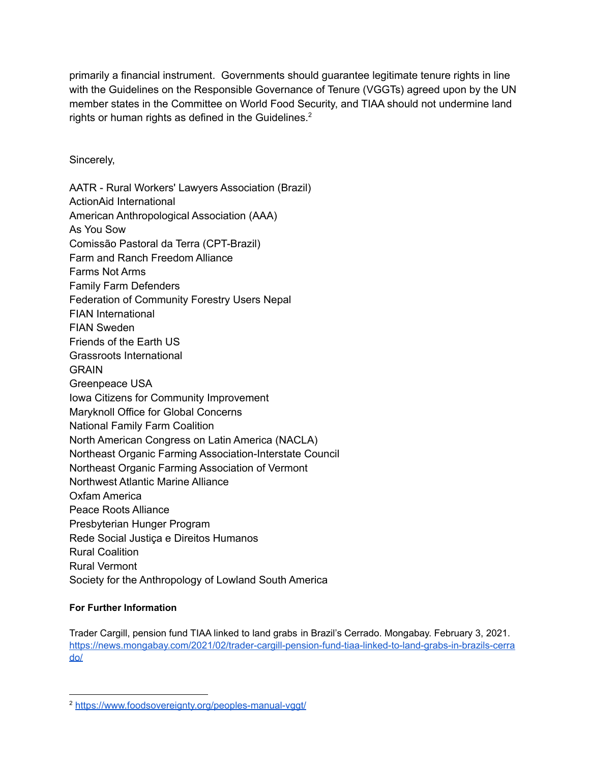primarily a financial instrument. Governments should guarantee legitimate tenure rights in line with the Guidelines on the Responsible Governance of Tenure (VGGTs) agreed upon by the UN member states in the Committee on World Food Security, and TIAA should not undermine land rights or human rights as defined in the Guidelines.[2]

Sincerely,

AATR - Rural Workers' Lawyers Association (Brazil)
ActionAid International
American Anthropological Association (AAA)
As You Sow
Comissão Pastoral da Terra (CPT-Brazil)
Farm and Ranch Freedom Alliance
Farms Not Arms
Family Farm Defenders
Federation of Community Forestry Users Nepal
FIAN International
FIAN Sweden
Friends of the Earth US
Grassroots International
GRAIN
Greenpeace USA
Iowa Citizens for Community Improvement
Maryknoll Office for Global Concerns
National Family Farm Coalition
North American Congress on Latin America (NACLA)
Northeast Organic Farming Association-Interstate Council
Northeast Organic Farming Association of Vermont
Northwest Atlantic Marine Alliance
Oxfam America
Peace Roots Alliance
Presbyterian Hunger Program
Rede Social Justiça e Direitos Humanos
Rural Coalition
Rural Vermont
Society for the Anthropology of Lowland South America

**For Further Information**

Trader Cargill, pension fund TIAA linked to land grabs in Brazil's Cerrado. Mongabay. February 3, 2021. https://news.mongabay.com/2021/02/trader-cargill-pension-fund-tiaa-linked-to-land-grabs-in-brazils-cerrado/

[2] https://www.foodsovereignty.org/peoples-manual-vggt/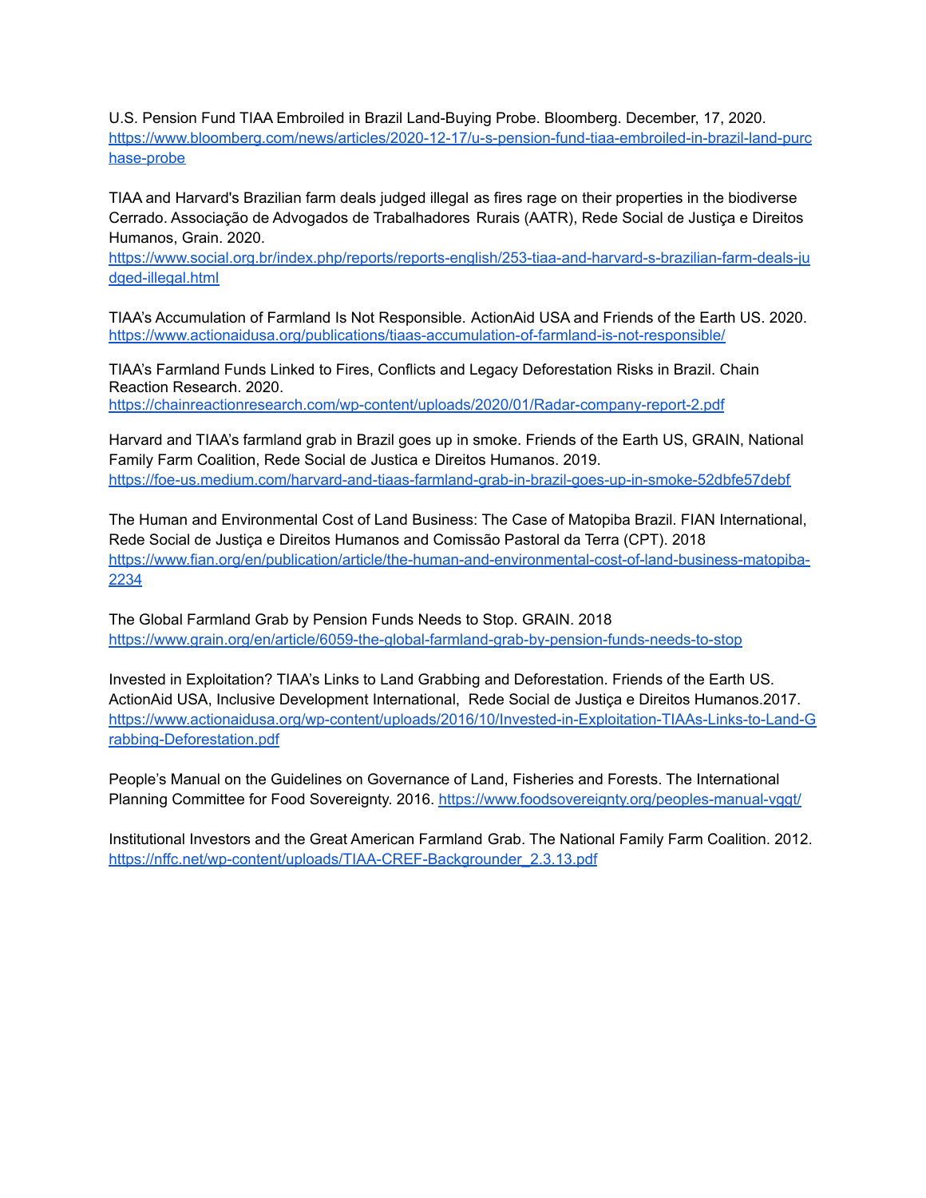U.S. Pension Fund TIAA Embroiled in Brazil Land-Buying Probe. Bloomberg. December, 17, 2020. https://www.bloomberg.com/news/articles/2020-12-17/u-s-pension-fund-tiaa-embroiled-in-brazil-land-purchase-probe

TIAA and Harvard's Brazilian farm deals judged illegal as fires rage on their properties in the biodiverse Cerrado. Associação de Advogados de Trabalhadores Rurais (AATR), Rede Social de Justiça e Direitos Humanos, Grain. 2020. https://www.social.org.br/index.php/reports/reports-english/253-tiaa-and-harvard-s-brazilian-farm-deals-judged-illegal.html

TIAA's Accumulation of Farmland Is Not Responsible. ActionAid USA and Friends of the Earth US. 2020. https://www.actionaidusa.org/publications/tiaas-accumulation-of-farmland-is-not-responsible/

TIAA's Farmland Funds Linked to Fires, Conflicts and Legacy Deforestation Risks in Brazil. Chain Reaction Research. 2020. https://chainreactionresearch.com/wp-content/uploads/2020/01/Radar-company-report-2.pdf

Harvard and TIAA's farmland grab in Brazil goes up in smoke. Friends of the Earth US, GRAIN, National Family Farm Coalition, Rede Social de Justica e Direitos Humanos. 2019. https://foe-us.medium.com/harvard-and-tiaas-farmland-grab-in-brazil-goes-up-in-smoke-52dbfe57debf

The Human and Environmental Cost of Land Business: The Case of Matopiba Brazil. FIAN International, Rede Social de Justiça e Direitos Humanos and Comissão Pastoral da Terra (CPT). 2018 https://www.fian.org/en/publication/article/the-human-and-environmental-cost-of-land-business-matopiba-2234

The Global Farmland Grab by Pension Funds Needs to Stop. GRAIN. 2018 https://www.grain.org/en/article/6059-the-global-farmland-grab-by-pension-funds-needs-to-stop

Invested in Exploitation? TIAA's Links to Land Grabbing and Deforestation. Friends of the Earth US. ActionAid USA, Inclusive Development International, Rede Social de Justiça e Direitos Humanos.2017. https://www.actionaidusa.org/wp-content/uploads/2016/10/Invested-in-Exploitation-TIAAs-Links-to-Land-Grabbing-Deforestation.pdf

People's Manual on the Guidelines on Governance of Land, Fisheries and Forests. The International Planning Committee for Food Sovereignty. 2016. https://www.foodsovereignty.org/peoples-manual-vggt/

Institutional Investors and the Great American Farmland Grab. The National Family Farm Coalition. 2012. https://nffc.net/wp-content/uploads/TIAA-CREF-Backgrounder_2.3.13.pdf